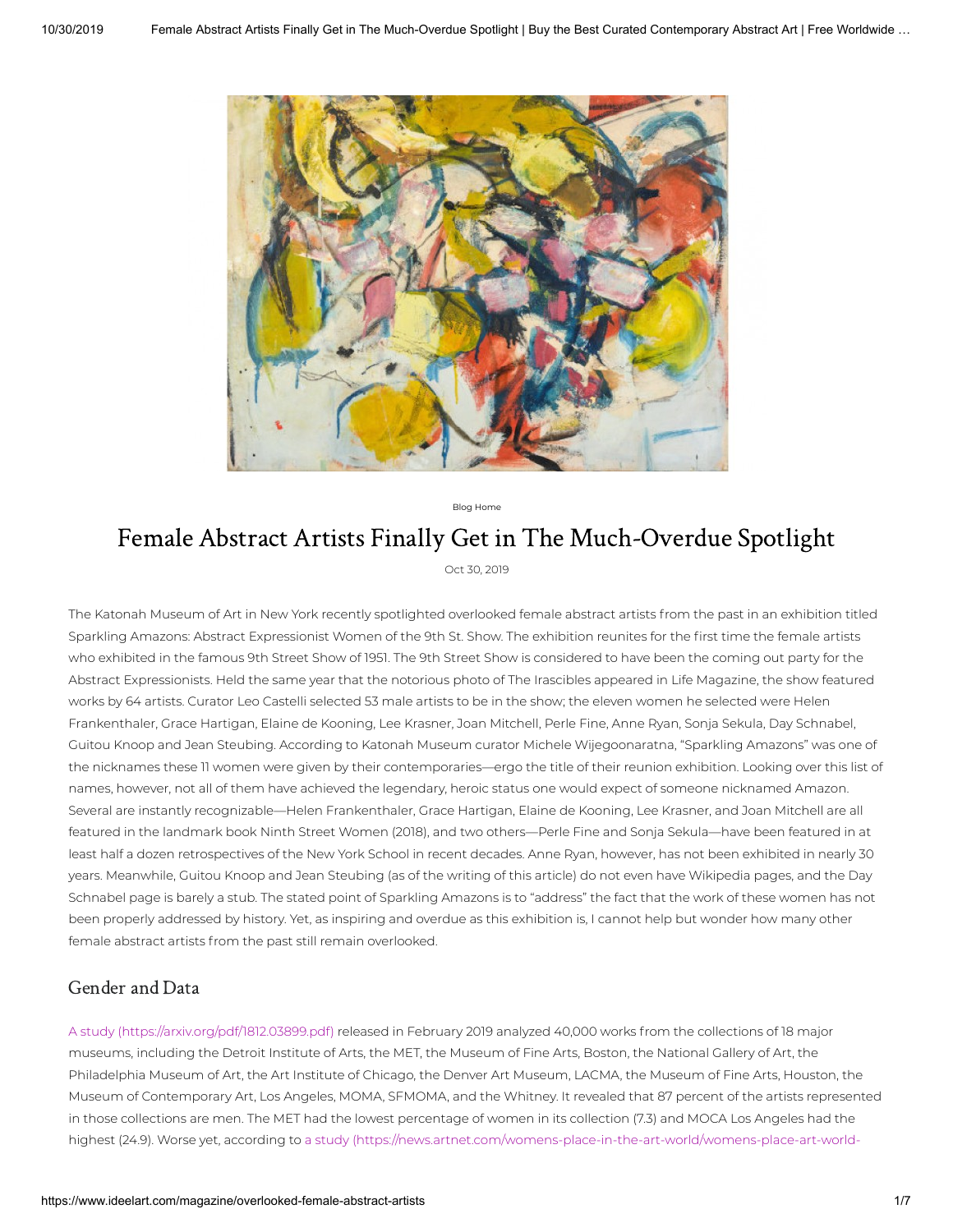Blog Home

# Female Abstract Artists Finally Get in The Much-Overdue Spotlight

Oct 30, 2019

The Katonah Museum of Art in New York recently spotlighted overlooked female abstract artists from the past in an exhibition titled Sparkling Amazons: Abstract Expressionist Women of the 9th St. Show. The exhibition reunites for the first time the female artists who exhibited in the famous 9th Street Show of 1951. The 9th Street Show is considered to have been the coming out party for the Abstract Expressionists. Held the same year that the notorious photo of The Irascibles appeared in Life Magazine, the show featured works by 64 artists. Curator Leo Castelli selected 53 male artists to be in the show; the eleven women he selected were Helen Frankenthaler, Grace Hartigan, Elaine de Kooning, Lee Krasner, Joan Mitchell, Perle Fine, Anne Ryan, Sonja Sekula, Day Schnabel, Guitou Knoop and Jean Steubing. According to Katonah Museum curator Michele Wijegoonaratna, "Sparkling Amazons" was one of the nicknames these 11 women were given by their contemporaries—ergo the title of their reunion exhibition. Looking over this list of names, however, not all of them have achieved the legendary, heroic status one would expect of someone nicknamed Amazon. Several are instantly recognizable—Helen Frankenthaler, Grace Hartigan, Elaine de Kooning, Lee Krasner, and Joan Mitchell are all featured in the landmark book Ninth Street Women (2018), and two others—Perle Fine and Sonja Sekula—have been featured in at least half a dozen retrospectives of the New York School in recent decades. Anne Ryan, however, has not been exhibited in nearly 30 years. Meanwhile, Guitou Knoop and Jean Steubing (as of the writing of this article) do not even have Wikipedia pages, and the Day Schnabel page is barely a stub. The stated point of Sparkling Amazons is to "address" the fact that the work of these women has not been properly addressed by history. Yet, as inspiring and overdue as this exhibition is, I cannot help but wonder how many other female abstract artists from the past still remain overlooked.

## Gender and Data

A study (https://arxiv.org/pdf/1812.03899.pdf) released in February 2019 analyzed 40,000 works from the collections of 18 major museums, including the Detroit Institute of Arts, the MET, the Museum of Fine Arts, Boston, the National Gallery of Art, the Philadelphia Museum of Art, the Art Institute of Chicago, the Denver Art Museum, LACMA, the Museum of Fine Arts, Houston, the Museum of Contemporary Art, Los Angeles, MOMA, SFMOMA, and the Whitney. It revealed that 87 percent of the artists represented in those collections are men. The MET had the lowest percentage of women in its collection (7.3) and MOCA Los Angeles had the highest (24.9). Worse yet, according to a study (https://news.artnet.com/womens-place-in-the-art-world/womens-place-art-world-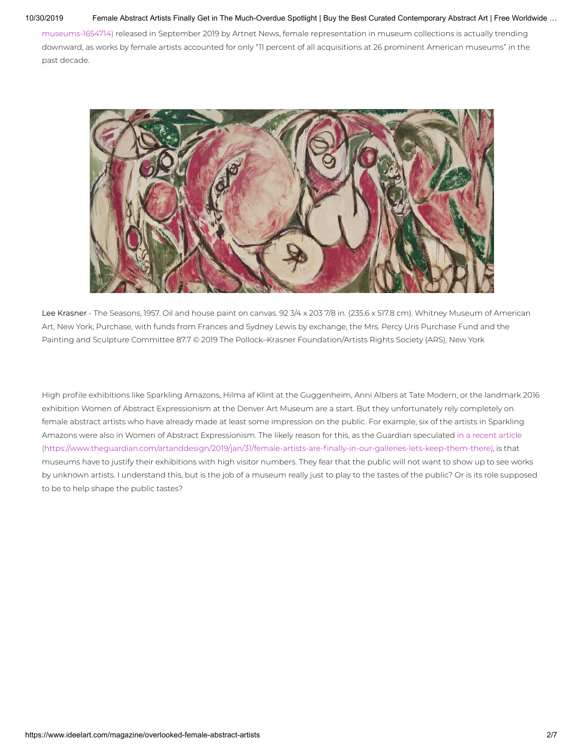museums-1654714) released in September 2019 by Artnet News, female representation in museum collections is actually trending downward, as works by female artists accounted for only "11 percent of all acquisitions at 26 prominent American museums" in the past decade.

Lee Krasner - The Seasons, 1957. Oil and house paint on canvas. 92 3/4 x 203 7/8 in. (235.6 x 517.8 cm). Whitney Museum of American Art, New York; Purchase, with funds from Frances and Sydney Lewis by exchange, the Mrs. Percy Uris Purchase Fund and the Painting and Sculpture Committee 87.7 © 2019 The Pollock–Krasner Foundation/Artists Rights Society (ARS), New York

High profile exhibitions like Sparkling Amazons, Hilma af Klint at the Guggenheim, Anni Albers at Tate Modern, or the landmark 2016 exhibition Women of Abstract Expressionism at the Denver Art Museum are a start. But they unfortunately rely completely on female abstract artists who have already made at least some impression on the public. For example, six of the artists in Sparkling Amazons were also in Women of Abstract Expressionism. The likely reason for this, as the Guardian speculated in a recent article (https://www.theguardian.com/artanddesign/2019/jan/31/female-artists-are-finally-in-our-galleries-lets-keep-them-there), is that museums have to justify their exhibitions with high visitor numbers. They fear that the public will not want to show up to see works by unknown artists. I understand this, but is the job of a museum really just to play to the tastes of the public? Or is its role supposed to be to help shape the public tastes?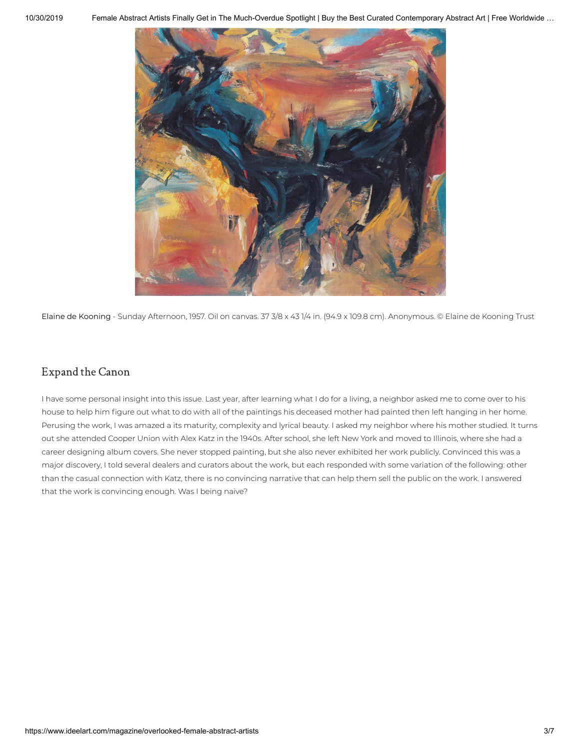Elaine de Kooning - Sunday Afternoon, 1957. Oil on canvas. 37 3/8 x 43 1/4 in. (94.9 x 109.8 cm). Anonymous. © Elaine de Kooning Trust

## Expand the Canon

I have some personal insight into this issue. Last year, after learning what I do for a living, a neighbor asked me to come over to his house to help him figure out what to do with all of the paintings his deceased mother had painted then left hanging in her home. Perusing the work, I was amazed a its maturity, complexity and lyrical beauty. I asked my neighbor where his mother studied. It turns out she attended Cooper Union with Alex Katz in the 1940s. After school, she left New York and moved to Illinois, where she had a career designing album covers. She never stopped painting, but she also never exhibited her work publicly. Convinced this was a major discovery, I told several dealers and curators about the work, but each responded with some variation of the following: other than the casual connection with Katz, there is no convincing narrative that can help them sell the public on the work. I answered that the work is convincing enough. Was I being naive?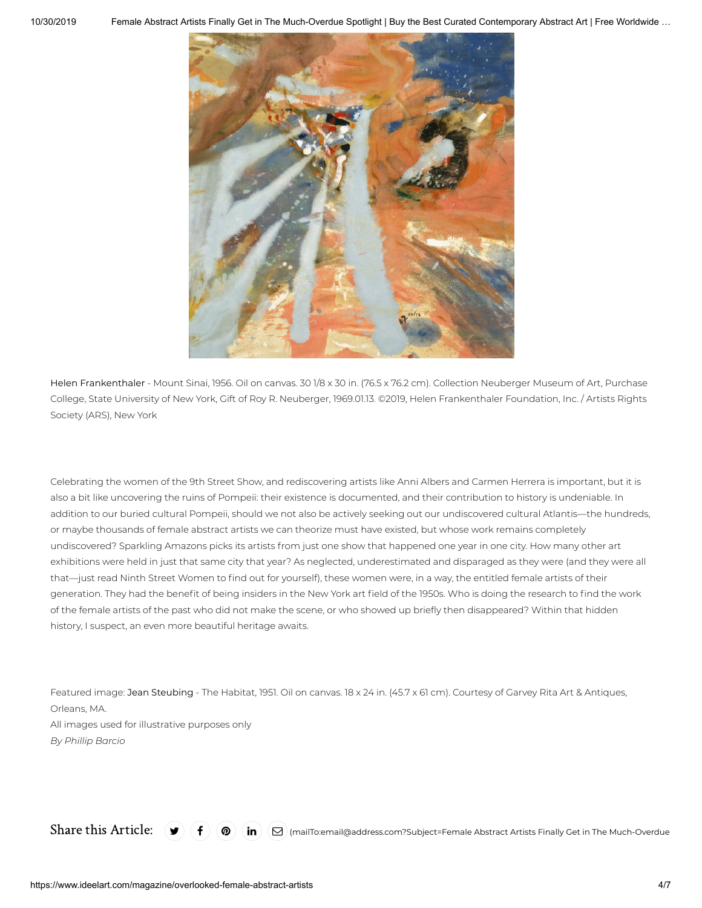Helen Frankenthaler - Mount Sinai, 1956. Oil on canvas. 30 1/8 x 30 in. (76.5 x 76.2 cm). Collection Neuberger Museum of Art, Purchase College, State University of New York, Gift of Roy R. Neuberger, 1969.01.13. ©2019, Helen Frankenthaler Foundation, Inc. / Artists Rights Society (ARS), New York

Celebrating the women of the 9th Street Show, and rediscovering artists like Anni Albers and Carmen Herrera is important, but it is also a bit like uncovering the ruins of Pompeii: their existence is documented, and their contribution to history is undeniable. In addition to our buried cultural Pompeii, should we not also be actively seeking out our undiscovered cultural Atlantis—the hundreds, or maybe thousands of female abstract artists we can theorize must have existed, but whose work remains completely undiscovered? Sparkling Amazons picks its artists from just one show that happened one year in one city. How many other art exhibitions were held in just that same city that year? As neglected, underestimated and disparaged as they were (and they were all that—just read Ninth Street Women to find out for yourself), these women were, in a way, the entitled female artists of their generation. They had the benefit of being insiders in the New York art field of the 1950s. Who is doing the research to find the work of the female artists of the past who did not make the scene, or who showed up briefly then disappeared? Within that hidden history, I suspect, an even more beautiful heritage awaits.

Featured image: Jean Steubing - The Habitat, 1951. Oil on canvas. 18 x 24 in. (45.7 x 61 cm). Courtesy of Garvey Rita Art & Antiques, Orleans, MA.
All images used for illustrative purposes only
*By Phillip Barcio*

Share this Article: (mailTo:email@address.com?Subject=Female Abstract Artists Finally Get in The Much-Overdue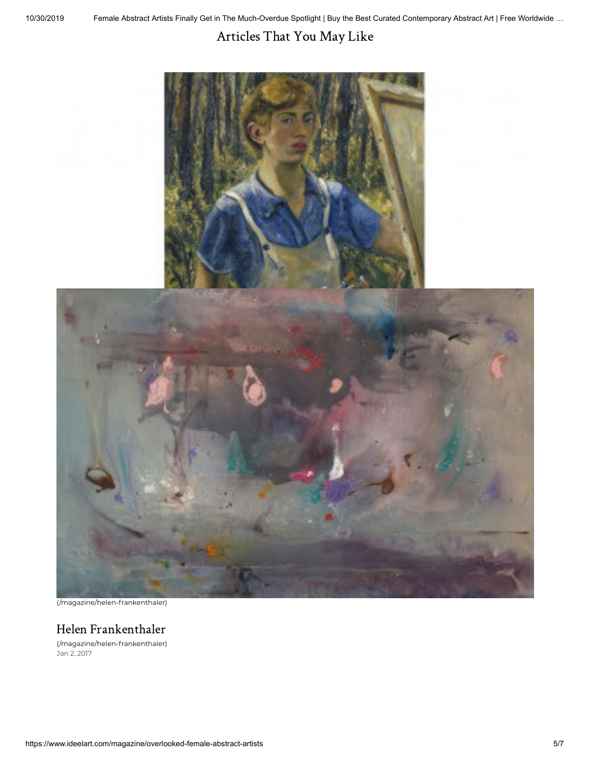## Articles That You May Like

(/magazine/helen-frankenthaler)

### Helen Frankenthaler

(/magazine/helen-frankenthaler)
Jan 2, 2017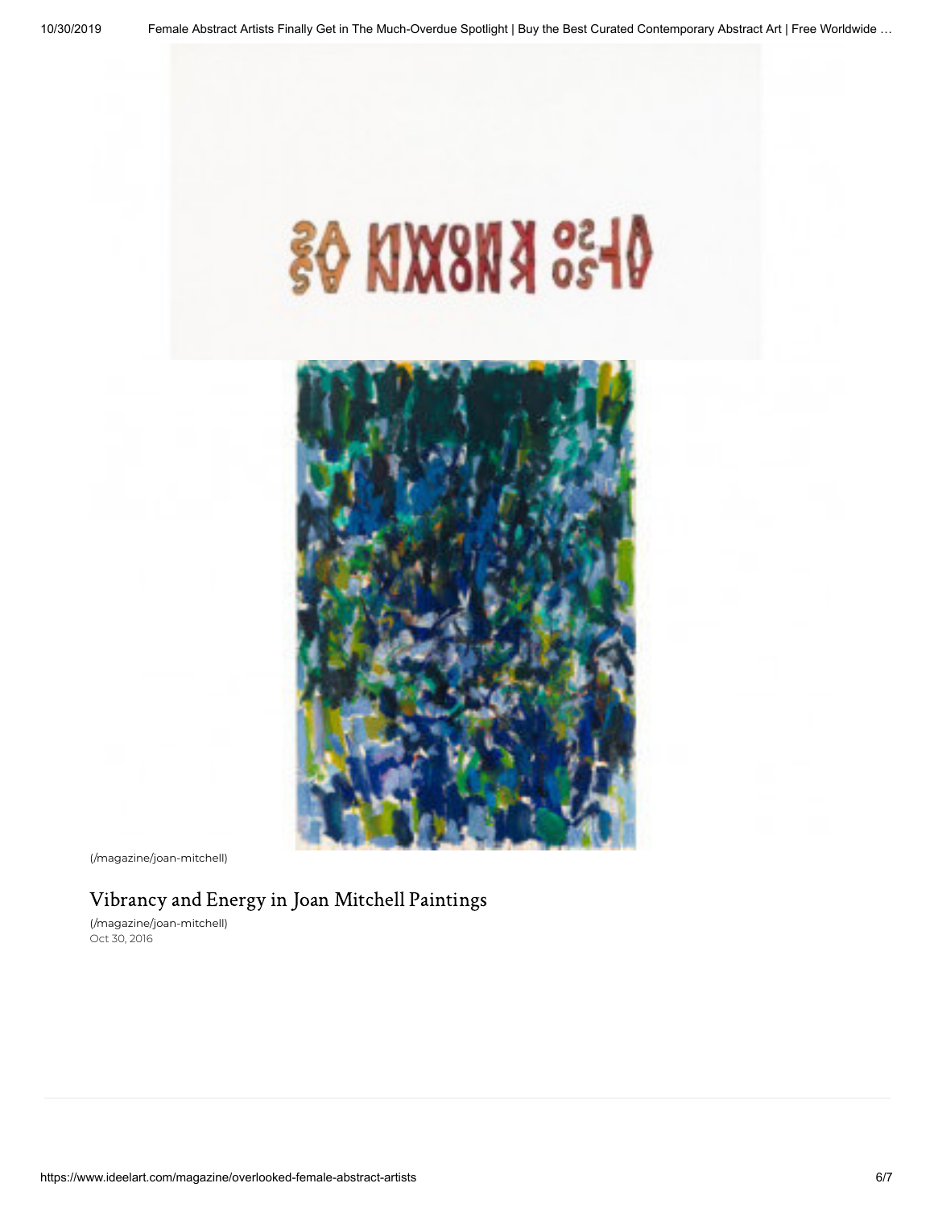(/magazine/joan-mitchell)

## Vibrancy and Energy in Joan Mitchell Paintings

(/magazine/joan-mitchell)
Oct 30, 2016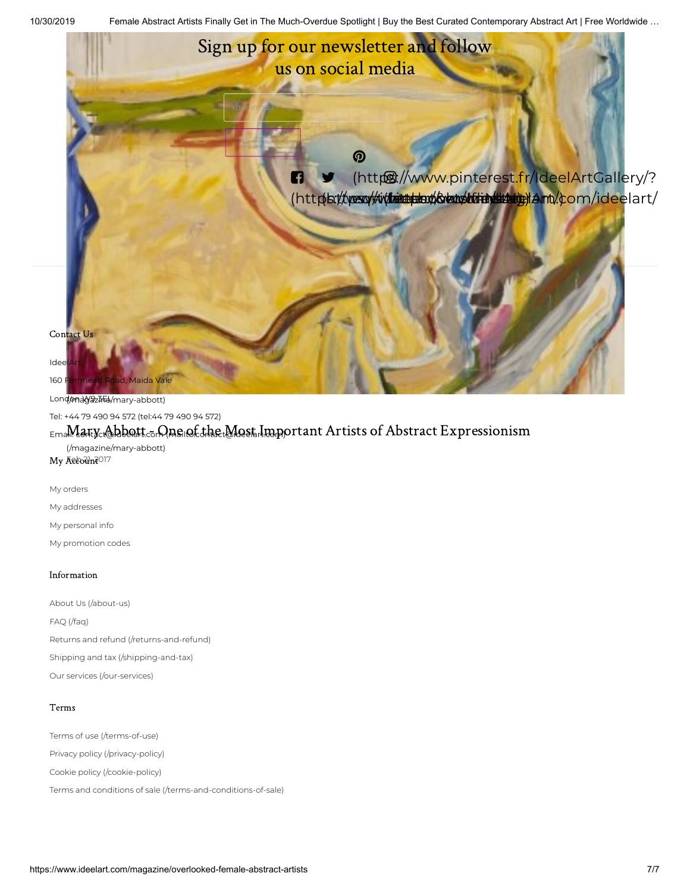## Sign up for our newsletter and follow us on social media

Your email

(https://www.pinterest.fr/IdeelArtGallery/?

(https://www.facebook.com/IdeelArt/) (https://twitter.com/IdeelArt) (https://www.instagram.com/ideelart/

(/magazine/mary-abbott)

### Mary Abbott - One of the Most Important Artists of Abstract Expressionism

(/magazine/mary-abbott)

Feb 21, 2017

### Contact Us

IdeelArt

160 Fernhead Road, Maida Vale

London W9 3EL

Tel: +44 79 490 94 572 (tel:44 79 490 94 572)

Email: contact@ideelart.com (mailto:contact@ideelart.com)

### My Account

My orders

My addresses

My personal info

My promotion codes

### Information

About Us (/about-us)

FAQ (/faq)

Returns and refund (/returns-and-refund)

Shipping and tax (/shipping-and-tax)

Our services (/our-services)

### Terms

Terms of use (/terms-of-use)

Privacy policy (/privacy-policy)

Cookie policy (/cookie-policy)

Terms and conditions of sale (/terms-and-conditions-of-sale)